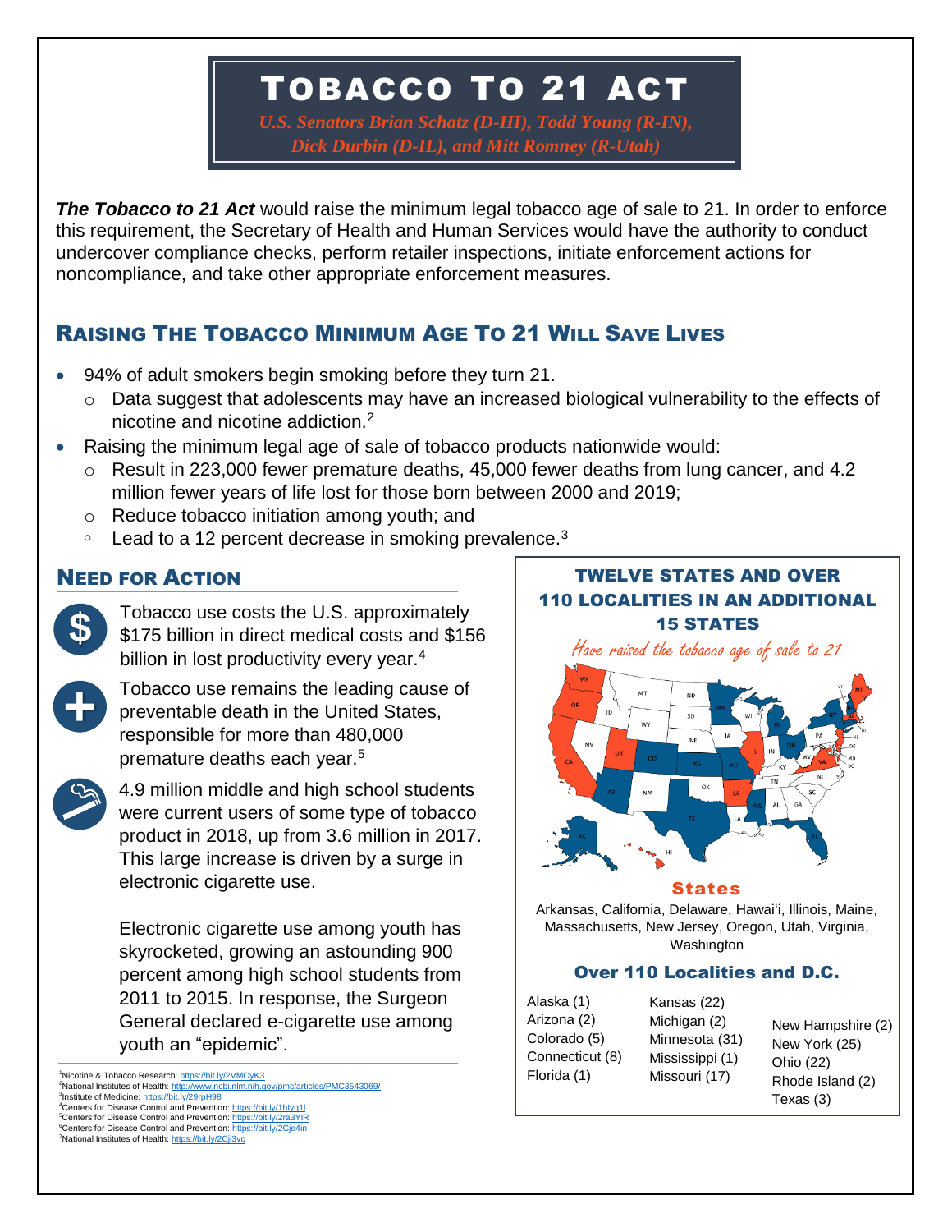# TOBACCO TO 21 ACT

*U.S. Senators Brian Schatz (D-HI), Todd Young (R-IN), Dick Durbin (D-IL), and Mitt Romney (R-Utah)*

***The Tobacco to 21 Act*** would raise the minimum legal tobacco age of sale to 21. In order to enforce this requirement, the Secretary of Health and Human Services would have the authority to conduct undercover compliance checks, perform retailer inspections, initiate enforcement actions for noncompliance, and take other appropriate enforcement measures.

## RAISING THE TOBACCO MINIMUM AGE TO 21 WILL SAVE LIVES

- 94% of adult smokers begin smoking before they turn 21.
  - Data suggest that adolescents may have an increased biological vulnerability to the effects of nicotine and nicotine addiction.[2]
- Raising the minimum legal age of sale of tobacco products nationwide would:
  - Result in 223,000 fewer premature deaths, 45,000 fewer deaths from lung cancer, and 4.2 million fewer years of life lost for those born between 2000 and 2019;
  - Reduce tobacco initiation among youth; and
  - Lead to a 12 percent decrease in smoking prevalence.[3]

## NEED FOR ACTION

Tobacco use costs the U.S. approximately $175 billion in direct medical costs and $156 billion in lost productivity every year.[4]

Tobacco use remains the leading cause of preventable death in the United States, responsible for more than 480,000 premature deaths each year.[5]

4.9 million middle and high school students were current users of some type of tobacco product in 2018, up from 3.6 million in 2017. This large increase is driven by a surge in electronic cigarette use.

Electronic cigarette use among youth has skyrocketed, growing an astounding 900 percent among high school students from 2011 to 2015. In response, the Surgeon General declared e-cigarette use among youth an "epidemic".

## TWELVE STATES AND OVER 110 LOCALITIES IN AN ADDITIONAL 15 STATES

*Have raised the tobacco age of sale to 21*

### States

Arkansas, California, Delaware, Hawai'i, Illinois, Maine, Massachusetts, New Jersey, Oregon, Utah, Virginia, Washington

### Over 110 Localities and D.C.

- Alaska (1)
- Arizona (2)
- Colorado (5)
- Connecticut (8)
- Florida (1)
- Kansas (22)
- Michigan (2)
- Minnesota (31)
- Mississippi (1)
- Missouri (17)
- New Hampshire (2)
- New York (25)
- Ohio (22)
- Rhode Island (2)
- Texas (3)

---

[1] Nicotine & Tobacco Research: https://bit.ly/2VMOyK3
[2] National Institutes of Health: http://www.ncbi.nlm.nih.gov/pmc/articles/PMC3543069/
[3] Institute of Medicine: https://bit.ly/29rpH98
[4] Centers for Disease Control and Prevention: https://bit.ly/1hlyg1l
[5] Centers for Disease Control and Prevention: https://bit.ly/2ra3YlR
[6] Centers for Disease Control and Prevention: https://bit.ly/2Cje4in
[7] National Institutes of Health: https://bit.ly/2Cji3vq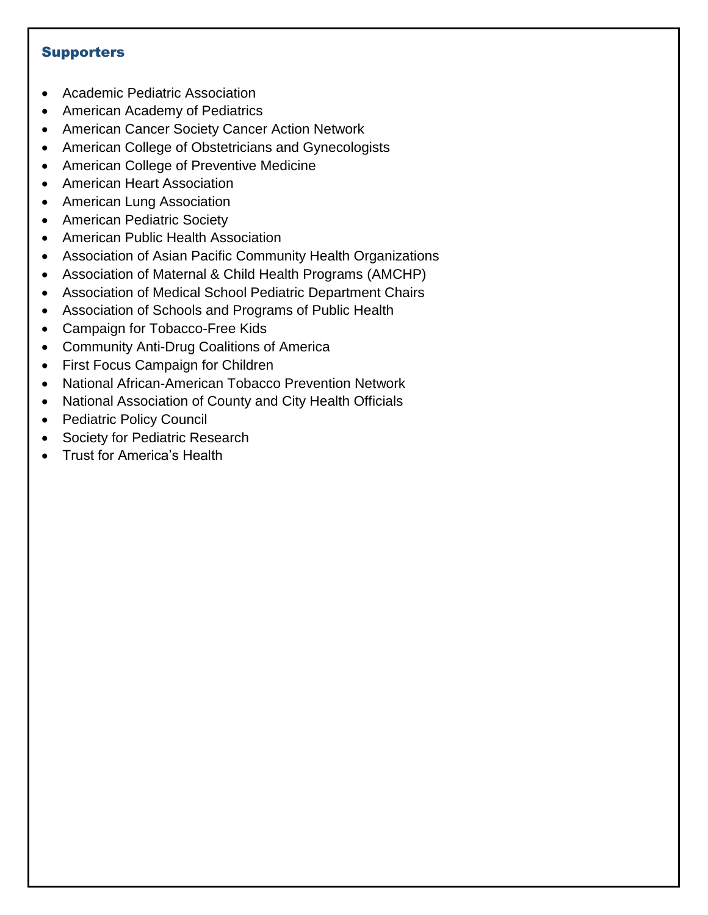### Supporters

- Academic Pediatric Association
- American Academy of Pediatrics
- American Cancer Society Cancer Action Network
- American College of Obstetricians and Gynecologists
- American College of Preventive Medicine
- American Heart Association
- American Lung Association
- American Pediatric Society
- American Public Health Association
- Association of Asian Pacific Community Health Organizations
- Association of Maternal & Child Health Programs (AMCHP)
- Association of Medical School Pediatric Department Chairs
- Association of Schools and Programs of Public Health
- Campaign for Tobacco-Free Kids
- Community Anti-Drug Coalitions of America
- First Focus Campaign for Children
- National African-American Tobacco Prevention Network
- National Association of County and City Health Officials
- Pediatric Policy Council
- Society for Pediatric Research
- Trust for America's Health